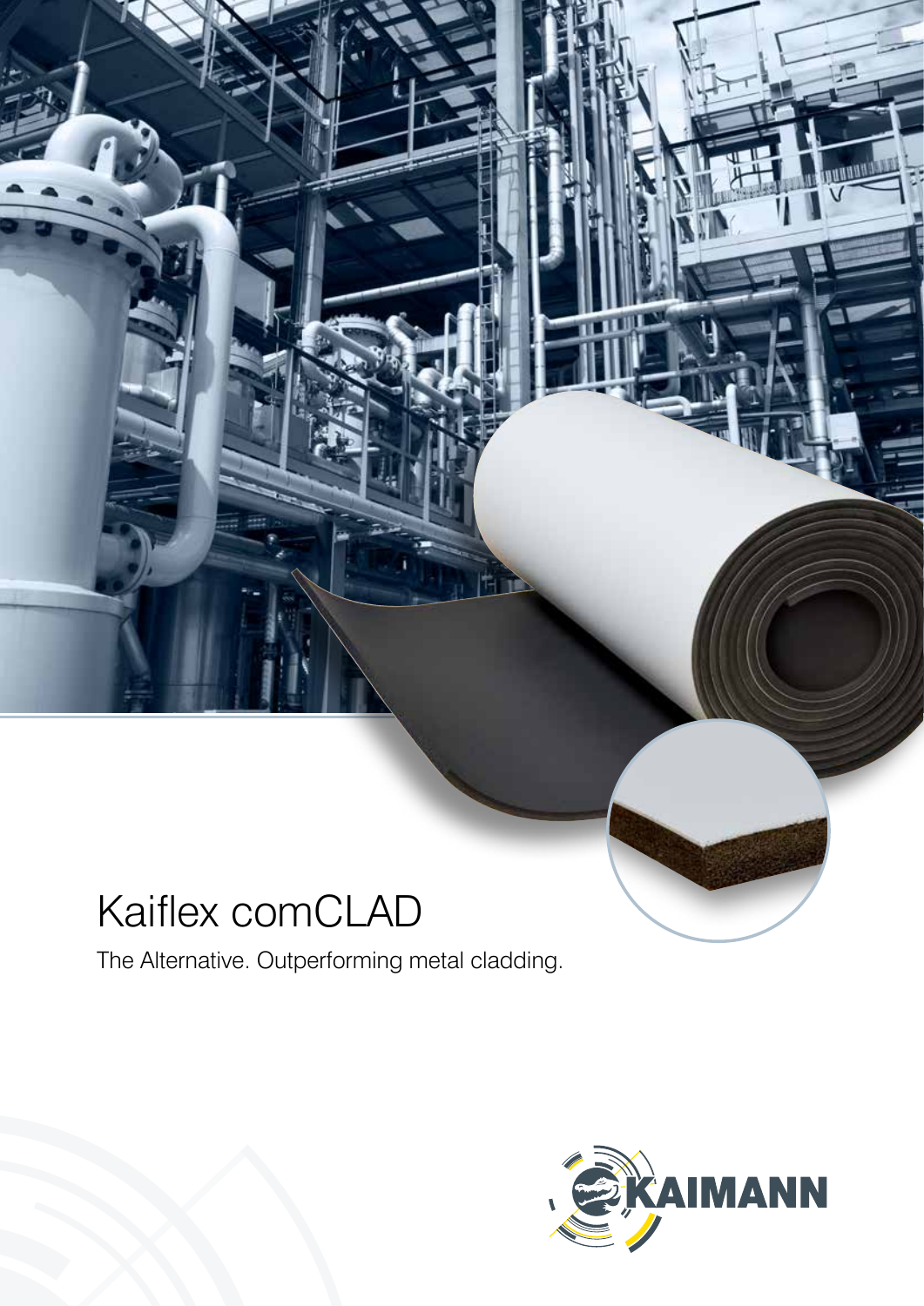# Kaiflex comCLAD

The Alternative. Outperforming metal cladding.

KAIMANN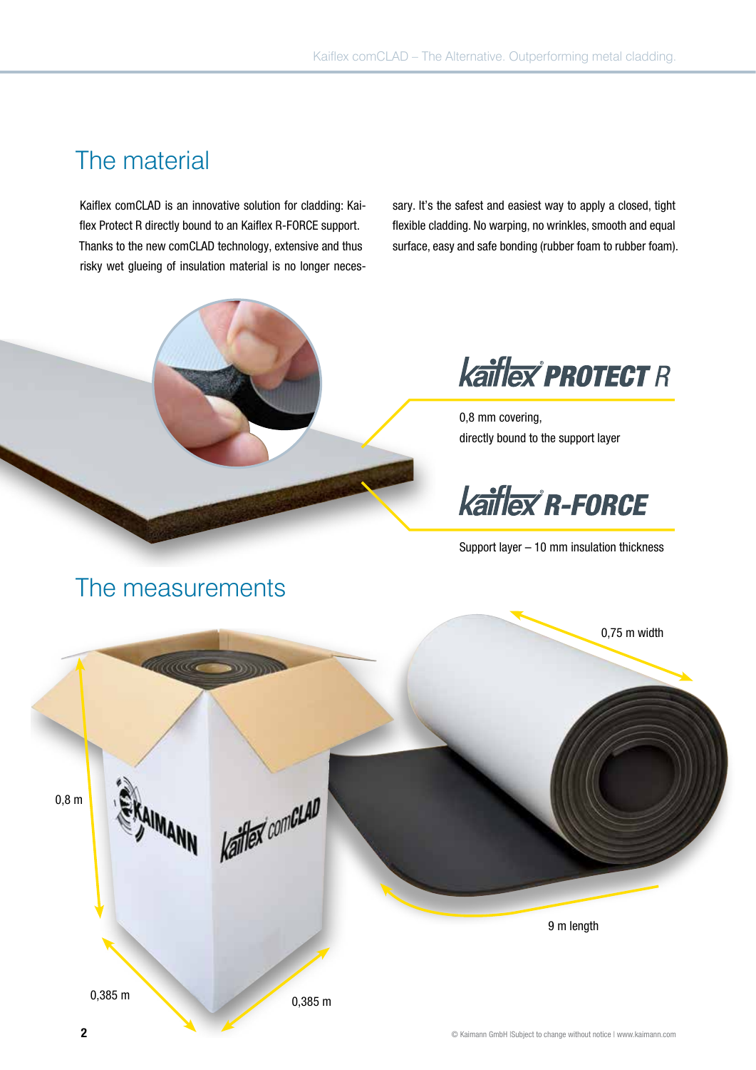## The material

Kaiflex comCLAD is an innovative solution for cladding: Kaiflex Protect R directly bound to an Kaiflex R-FORCE support. Thanks to the new comCLAD technology, extensive and thus risky wet glueing of insulation material is no longer necessary. It's the safest and easiest way to apply a closed, tight flexible cladding. No warping, no wrinkles, smooth and equal surface, easy and safe bonding (rubber foam to rubber foam).

**kaiflex PROTECT R**

0,8 mm covering,
directly bound to the support layer

**kaiflex R-FORCE**

Support layer – 10 mm insulation thickness

## The measurements

0,75 m width

0,8 m

9 m length

0,385 m

0,385 m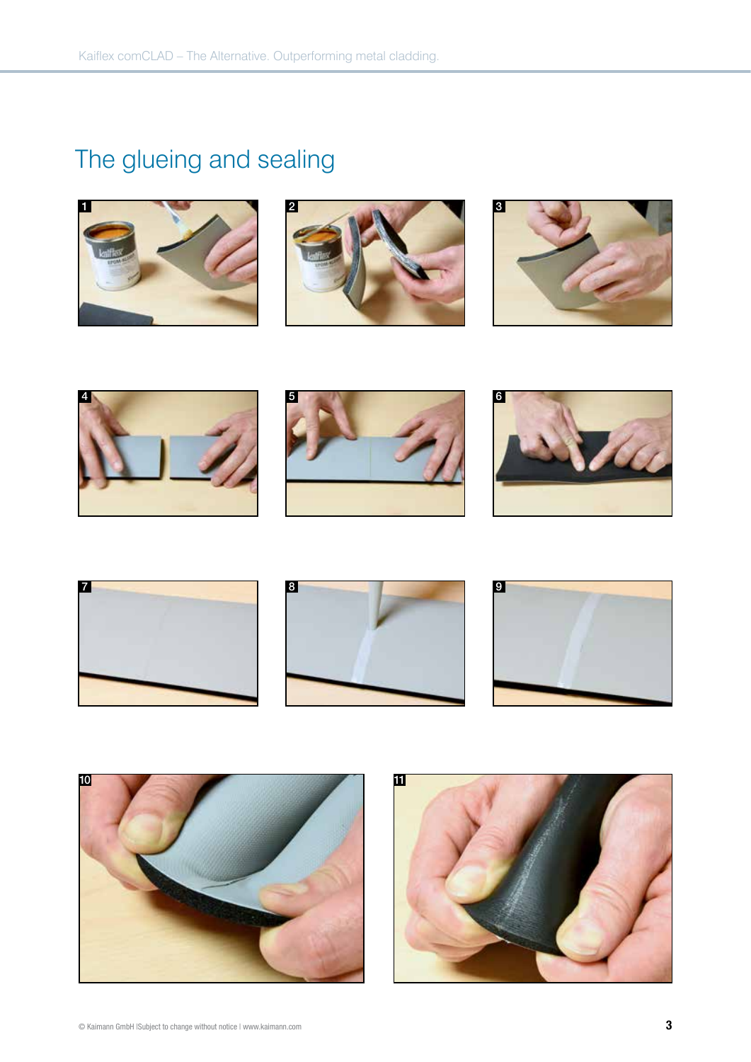# The glueing and sealing

1

2

3

4

5

6

7

8

9

10

11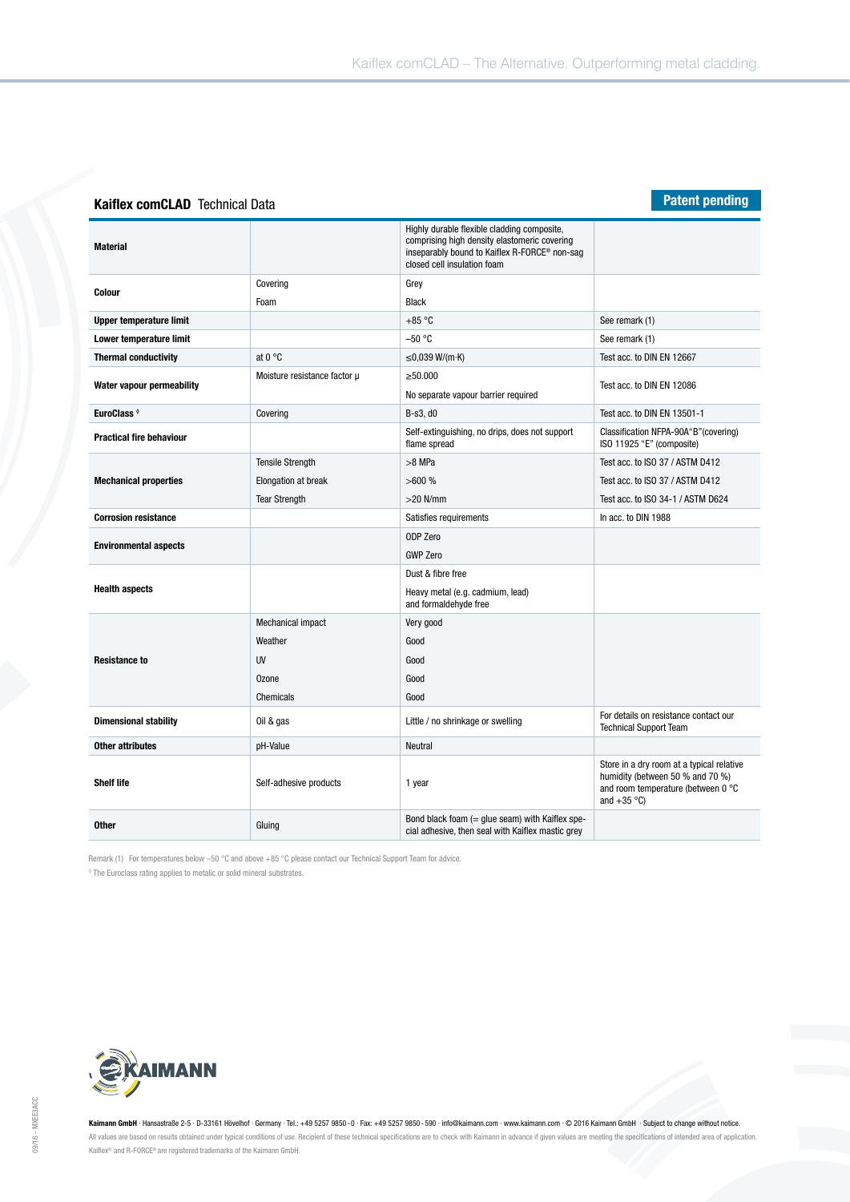## Kaiflex comCLAD Technical Data

**Patent pending**

| | | | |
|---|---|---|---|
| **Material** | | Highly durable flexible cladding composite, comprising high density elastomeric covering inseparably bound to Kaiflex R-FORCE® non-sag closed cell insulation foam | |
| **Colour** | Covering | Grey | |
| | Foam | Black | |
| **Upper temperature limit** | | +85 °C | See remark (1) |
| **Lower temperature limit** | | −50 °C | See remark (1) |
| **Thermal conductivity** | at 0 °C | ≤0,039 W/(m·K) | Test acc. to DIN EN 12667 |
| **Water vapour permeability** | Moisture resistance factor µ | ≥50.000 | Test acc. to DIN EN 12086 |
| | | No separate vapour barrier required | |
| **EuroClass** ◊ | Covering | B-s3, d0 | Test acc. to DIN EN 13501-1 |
| **Practical fire behaviour** | | Self-extinguishing, no drips, does not support flame spread | Classification NFPA-90A"B"(covering) ISO 11925 "E" (composite) |
| **Mechanical properties** | Tensile Strength | >8 MPa | Test acc. to ISO 37 / ASTM D412 |
| | Elongation at break | >600 % | Test acc. to ISO 37 / ASTM D412 |
| | Tear Strength | >20 N/mm | Test acc. to ISO 34-1 / ASTM D624 |
| **Corrosion resistance** | | Satisfies requirements | In acc. to DIN 1988 |
| **Environmental aspects** | | ODP Zero | |
| | | GWP Zero | |
| **Health aspects** | | Dust & fibre free | |
| | | Heavy metal (e.g. cadmium, lead) and formaldehyde free | |
| **Resistance to** | Mechanical impact | Very good | |
| | Weather | Good | |
| | UV | Good | |
| | Ozone | Good | |
| | Chemicals | Good | |
| **Dimensional stability** | Oil & gas | Little / no shrinkage or swelling | For details on resistance contact our Technical Support Team |
| **Other attributes** | pH-Value | Neutral | |
| **Shelf life** | Self-adhesive products | 1 year | Store in a dry room at a typical relative humidity (between 50 % and 70 %) and room temperature (between 0 °C and +35 °C) |
| **Other** | Gluing | Bond black foam (= glue seam) with Kaiflex special adhesive, then seal with Kaiflex mastic grey | |

Remark (1) For temperatures below −50 °C and above +85 °C please contact our Technical Support Team for advice.

◊ The Euroclass rating applies to metalic or solid mineral substrates.

**Kaimann GmbH** · Hansastraße 2-5 · D-33161 Hövelhof · Germany · Tel.: +49 5257 9850-0 · Fax: +49 5257 9850-590 · info@kaimann.com · www.kaimann.com · © 2016 Kaimann GmbH · Subject to change without notice.

All values are based on results obtained under typical conditions of use. Recipient of these technical specifications are to check with Kaimann in advance if given values are meeting the specifications of intended area of application.

Kaiflex® and R-FORCE® are registered trademarks of the Kaimann GmbH.

09/16 - MXE3ACC